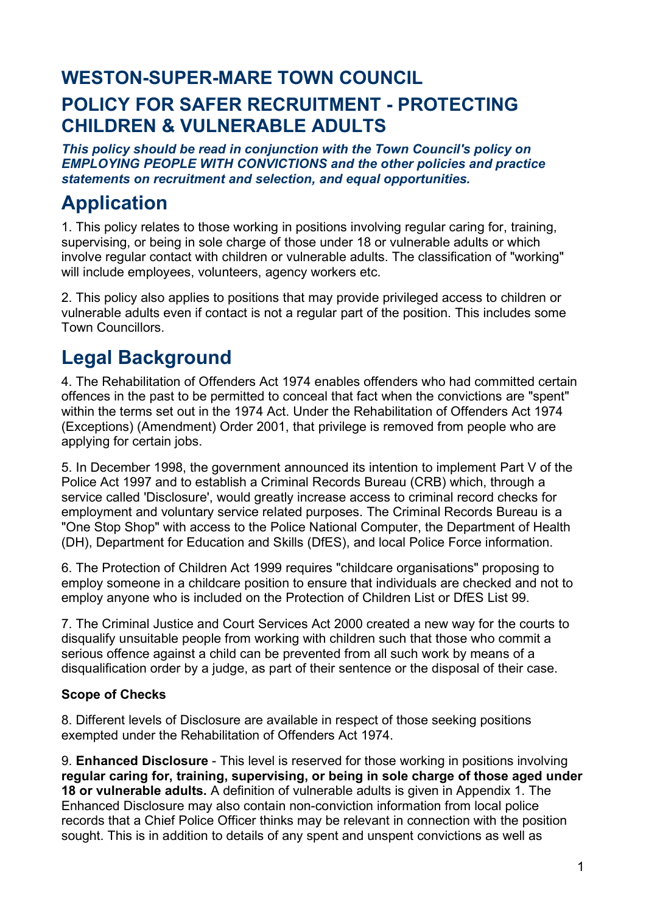# WESTON-SUPER-MARE TOWN COUNCIL

## POLICY FOR SAFER RECRUITMENT - PROTECTING CHILDREN & VULNERABLE ADULTS

***This policy should be read in conjunction with the Town Council's policy on EMPLOYING PEOPLE WITH CONVICTIONS and the other policies and practice statements on recruitment and selection, and equal opportunities.***

# Application

1. This policy relates to those working in positions involving regular caring for, training, supervising, or being in sole charge of those under 18 or vulnerable adults or which involve regular contact with children or vulnerable adults. The classification of "working" will include employees, volunteers, agency workers etc.

2. This policy also applies to positions that may provide privileged access to children or vulnerable adults even if contact is not a regular part of the position. This includes some Town Councillors.

# Legal Background

4. The Rehabilitation of Offenders Act 1974 enables offenders who had committed certain offences in the past to be permitted to conceal that fact when the convictions are "spent" within the terms set out in the 1974 Act. Under the Rehabilitation of Offenders Act 1974 (Exceptions) (Amendment) Order 2001, that privilege is removed from people who are applying for certain jobs.

5. In December 1998, the government announced its intention to implement Part V of the Police Act 1997 and to establish a Criminal Records Bureau (CRB) which, through a service called 'Disclosure', would greatly increase access to criminal record checks for employment and voluntary service related purposes. The Criminal Records Bureau is a "One Stop Shop" with access to the Police National Computer, the Department of Health (DH), Department for Education and Skills (DfES), and local Police Force information.

6. The Protection of Children Act 1999 requires "childcare organisations" proposing to employ someone in a childcare position to ensure that individuals are checked and not to employ anyone who is included on the Protection of Children List or DfES List 99.

7. The Criminal Justice and Court Services Act 2000 created a new way for the courts to disqualify unsuitable people from working with children such that those who commit a serious offence against a child can be prevented from all such work by means of a disqualification order by a judge, as part of their sentence or the disposal of their case.

**Scope of Checks**

8. Different levels of Disclosure are available in respect of those seeking positions exempted under the Rehabilitation of Offenders Act 1974.

9. **Enhanced Disclosure** - This level is reserved for those working in positions involving **regular caring for, training, supervising, or being in sole charge of those aged under 18 or vulnerable adults.** A definition of vulnerable adults is given in Appendix 1. The Enhanced Disclosure may also contain non-conviction information from local police records that a Chief Police Officer thinks may be relevant in connection with the position sought. This is in addition to details of any spent and unspent convictions as well as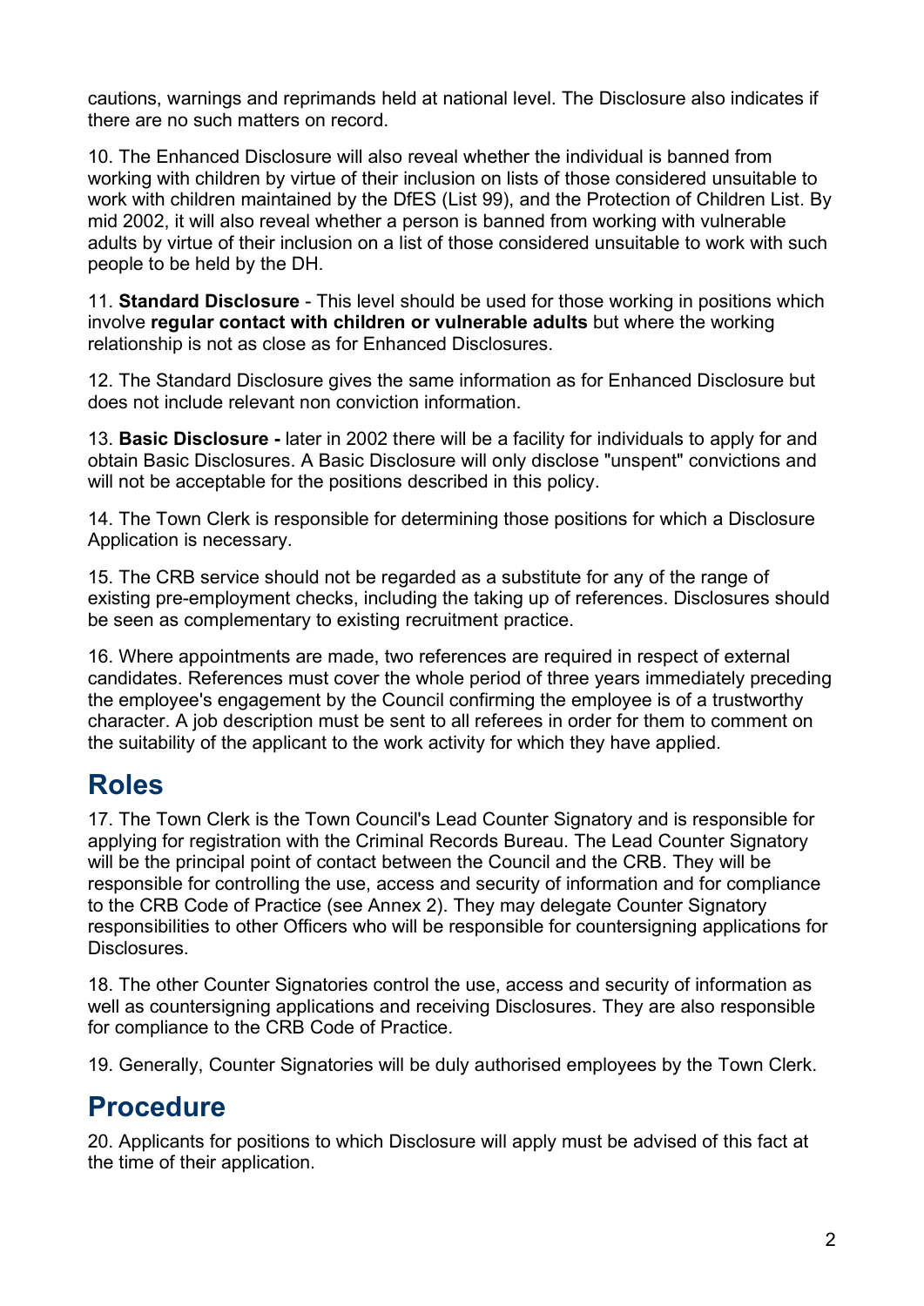cautions, warnings and reprimands held at national level. The Disclosure also indicates if there are no such matters on record.

10. The Enhanced Disclosure will also reveal whether the individual is banned from working with children by virtue of their inclusion on lists of those considered unsuitable to work with children maintained by the DfES (List 99), and the Protection of Children List. By mid 2002, it will also reveal whether a person is banned from working with vulnerable adults by virtue of their inclusion on a list of those considered unsuitable to work with such people to be held by the DH.

11. **Standard Disclosure** - This level should be used for those working in positions which involve **regular contact with children or vulnerable adults** but where the working relationship is not as close as for Enhanced Disclosures.

12. The Standard Disclosure gives the same information as for Enhanced Disclosure but does not include relevant non conviction information.

13. **Basic Disclosure -** later in 2002 there will be a facility for individuals to apply for and obtain Basic Disclosures. A Basic Disclosure will only disclose "unspent" convictions and will not be acceptable for the positions described in this policy.

14. The Town Clerk is responsible for determining those positions for which a Disclosure Application is necessary.

15. The CRB service should not be regarded as a substitute for any of the range of existing pre-employment checks, including the taking up of references. Disclosures should be seen as complementary to existing recruitment practice.

16. Where appointments are made, two references are required in respect of external candidates. References must cover the whole period of three years immediately preceding the employee's engagement by the Council confirming the employee is of a trustworthy character. A job description must be sent to all referees in order for them to comment on the suitability of the applicant to the work activity for which they have applied.

## Roles

17. The Town Clerk is the Town Council's Lead Counter Signatory and is responsible for applying for registration with the Criminal Records Bureau. The Lead Counter Signatory will be the principal point of contact between the Council and the CRB. They will be responsible for controlling the use, access and security of information and for compliance to the CRB Code of Practice (see Annex 2). They may delegate Counter Signatory responsibilities to other Officers who will be responsible for countersigning applications for Disclosures.

18. The other Counter Signatories control the use, access and security of information as well as countersigning applications and receiving Disclosures. They are also responsible for compliance to the CRB Code of Practice.

19. Generally, Counter Signatories will be duly authorised employees by the Town Clerk.

## Procedure

20. Applicants for positions to which Disclosure will apply must be advised of this fact at the time of their application.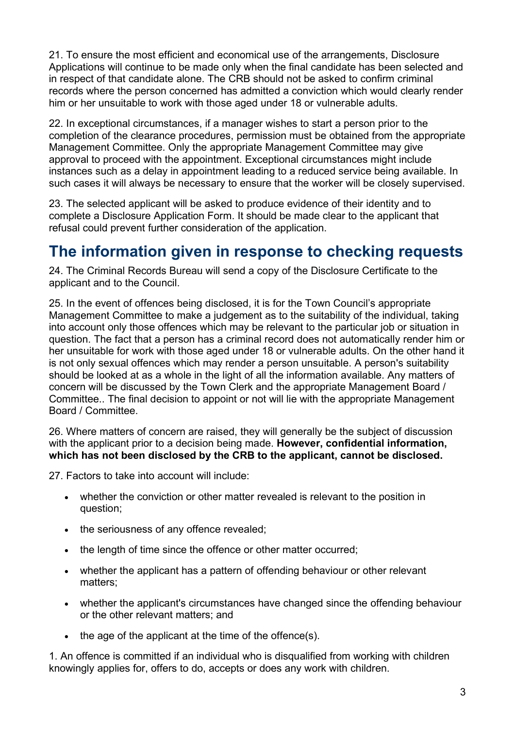21. To ensure the most efficient and economical use of the arrangements, Disclosure Applications will continue to be made only when the final candidate has been selected and in respect of that candidate alone. The CRB should not be asked to confirm criminal records where the person concerned has admitted a conviction which would clearly render him or her unsuitable to work with those aged under 18 or vulnerable adults.

22. In exceptional circumstances, if a manager wishes to start a person prior to the completion of the clearance procedures, permission must be obtained from the appropriate Management Committee. Only the appropriate Management Committee may give approval to proceed with the appointment. Exceptional circumstances might include instances such as a delay in appointment leading to a reduced service being available. In such cases it will always be necessary to ensure that the worker will be closely supervised.

23. The selected applicant will be asked to produce evidence of their identity and to complete a Disclosure Application Form. It should be made clear to the applicant that refusal could prevent further consideration of the application.

## The information given in response to checking requests

24. The Criminal Records Bureau will send a copy of the Disclosure Certificate to the applicant and to the Council.

25. In the event of offences being disclosed, it is for the Town Council's appropriate Management Committee to make a judgement as to the suitability of the individual, taking into account only those offences which may be relevant to the particular job or situation in question. The fact that a person has a criminal record does not automatically render him or her unsuitable for work with those aged under 18 or vulnerable adults. On the other hand it is not only sexual offences which may render a person unsuitable. A person's suitability should be looked at as a whole in the light of all the information available. Any matters of concern will be discussed by the Town Clerk and the appropriate Management Board / Committee.. The final decision to appoint or not will lie with the appropriate Management Board / Committee.

26. Where matters of concern are raised, they will generally be the subject of discussion with the applicant prior to a decision being made. **However, confidential information, which has not been disclosed by the CRB to the applicant, cannot be disclosed.**

27. Factors to take into account will include:

- whether the conviction or other matter revealed is relevant to the position in question;
- the seriousness of any offence revealed;
- the length of time since the offence or other matter occurred;
- whether the applicant has a pattern of offending behaviour or other relevant matters;
- whether the applicant's circumstances have changed since the offending behaviour or the other relevant matters; and
- the age of the applicant at the time of the offence(s).

1. An offence is committed if an individual who is disqualified from working with children knowingly applies for, offers to do, accepts or does any work with children.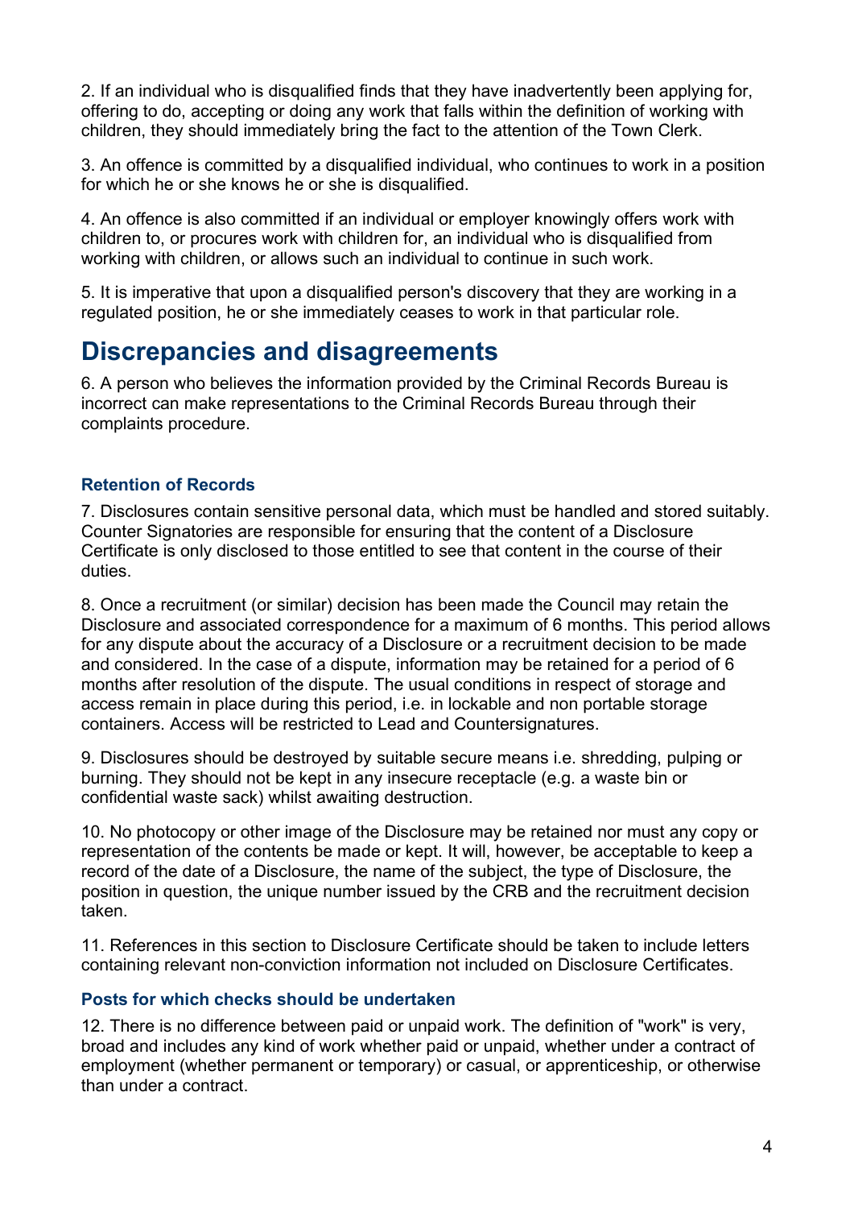2. If an individual who is disqualified finds that they have inadvertently been applying for, offering to do, accepting or doing any work that falls within the definition of working with children, they should immediately bring the fact to the attention of the Town Clerk.

3. An offence is committed by a disqualified individual, who continues to work in a position for which he or she knows he or she is disqualified.

4. An offence is also committed if an individual or employer knowingly offers work with children to, or procures work with children for, an individual who is disqualified from working with children, or allows such an individual to continue in such work.

5. It is imperative that upon a disqualified person's discovery that they are working in a regulated position, he or she immediately ceases to work in that particular role.

## Discrepancies and disagreements

6. A person who believes the information provided by the Criminal Records Bureau is incorrect can make representations to the Criminal Records Bureau through their complaints procedure.

### Retention of Records

7. Disclosures contain sensitive personal data, which must be handled and stored suitably. Counter Signatories are responsible for ensuring that the content of a Disclosure Certificate is only disclosed to those entitled to see that content in the course of their duties.

8. Once a recruitment (or similar) decision has been made the Council may retain the Disclosure and associated correspondence for a maximum of 6 months. This period allows for any dispute about the accuracy of a Disclosure or a recruitment decision to be made and considered. In the case of a dispute, information may be retained for a period of 6 months after resolution of the dispute. The usual conditions in respect of storage and access remain in place during this period, i.e. in lockable and non portable storage containers. Access will be restricted to Lead and Countersignatures.

9. Disclosures should be destroyed by suitable secure means i.e. shredding, pulping or burning. They should not be kept in any insecure receptacle (e.g. a waste bin or confidential waste sack) whilst awaiting destruction.

10. No photocopy or other image of the Disclosure may be retained nor must any copy or representation of the contents be made or kept. It will, however, be acceptable to keep a record of the date of a Disclosure, the name of the subject, the type of Disclosure, the position in question, the unique number issued by the CRB and the recruitment decision taken.

11. References in this section to Disclosure Certificate should be taken to include letters containing relevant non-conviction information not included on Disclosure Certificates.

### Posts for which checks should be undertaken

12. There is no difference between paid or unpaid work. The definition of "work" is very, broad and includes any kind of work whether paid or unpaid, whether under a contract of employment (whether permanent or temporary) or casual, or apprenticeship, or otherwise than under a contract.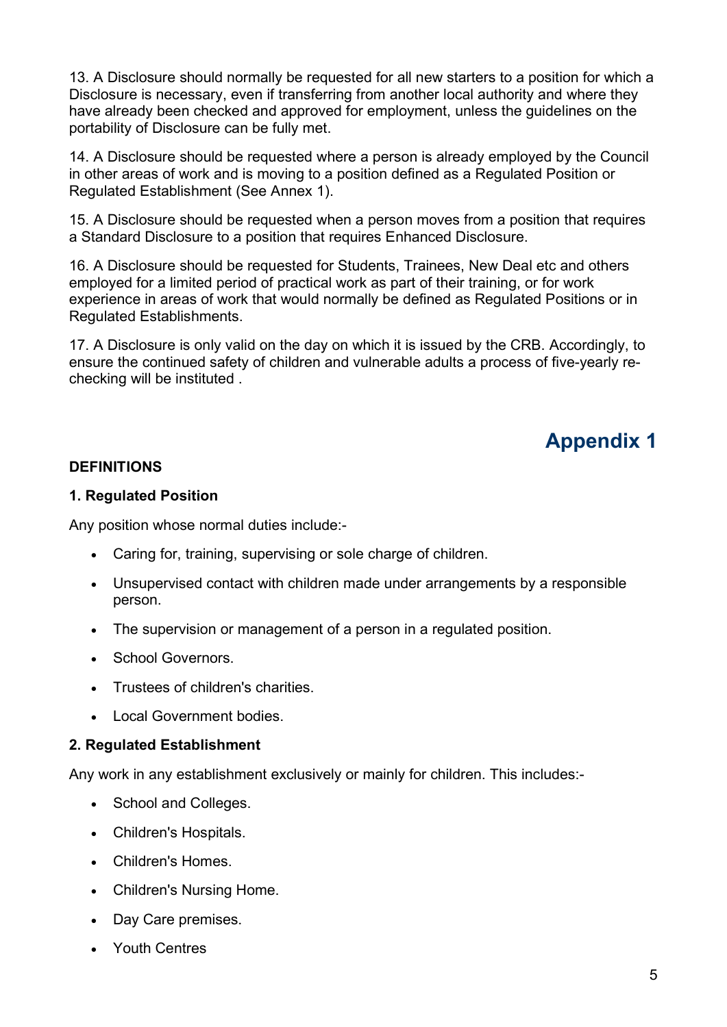13. A Disclosure should normally be requested for all new starters to a position for which a Disclosure is necessary, even if transferring from another local authority and where they have already been checked and approved for employment, unless the guidelines on the portability of Disclosure can be fully met.

14. A Disclosure should be requested where a person is already employed by the Council in other areas of work and is moving to a position defined as a Regulated Position or Regulated Establishment (See Annex 1).

15. A Disclosure should be requested when a person moves from a position that requires a Standard Disclosure to a position that requires Enhanced Disclosure.

16. A Disclosure should be requested for Students, Trainees, New Deal etc and others employed for a limited period of practical work as part of their training, or for work experience in areas of work that would normally be defined as Regulated Positions or in Regulated Establishments.

17. A Disclosure is only valid on the day on which it is issued by the CRB. Accordingly, to ensure the continued safety of children and vulnerable adults a process of five-yearly re-checking will be instituted .

# Appendix 1

**DEFINITIONS**

**1. Regulated Position**

Any position whose normal duties include:-

- Caring for, training, supervising or sole charge of children.
- Unsupervised contact with children made under arrangements by a responsible person.
- The supervision or management of a person in a regulated position.
- School Governors.
- Trustees of children's charities.
- Local Government bodies.

**2. Regulated Establishment**

Any work in any establishment exclusively or mainly for children. This includes:-

- School and Colleges.
- Children's Hospitals.
- Children's Homes.
- Children's Nursing Home.
- Day Care premises.
- Youth Centres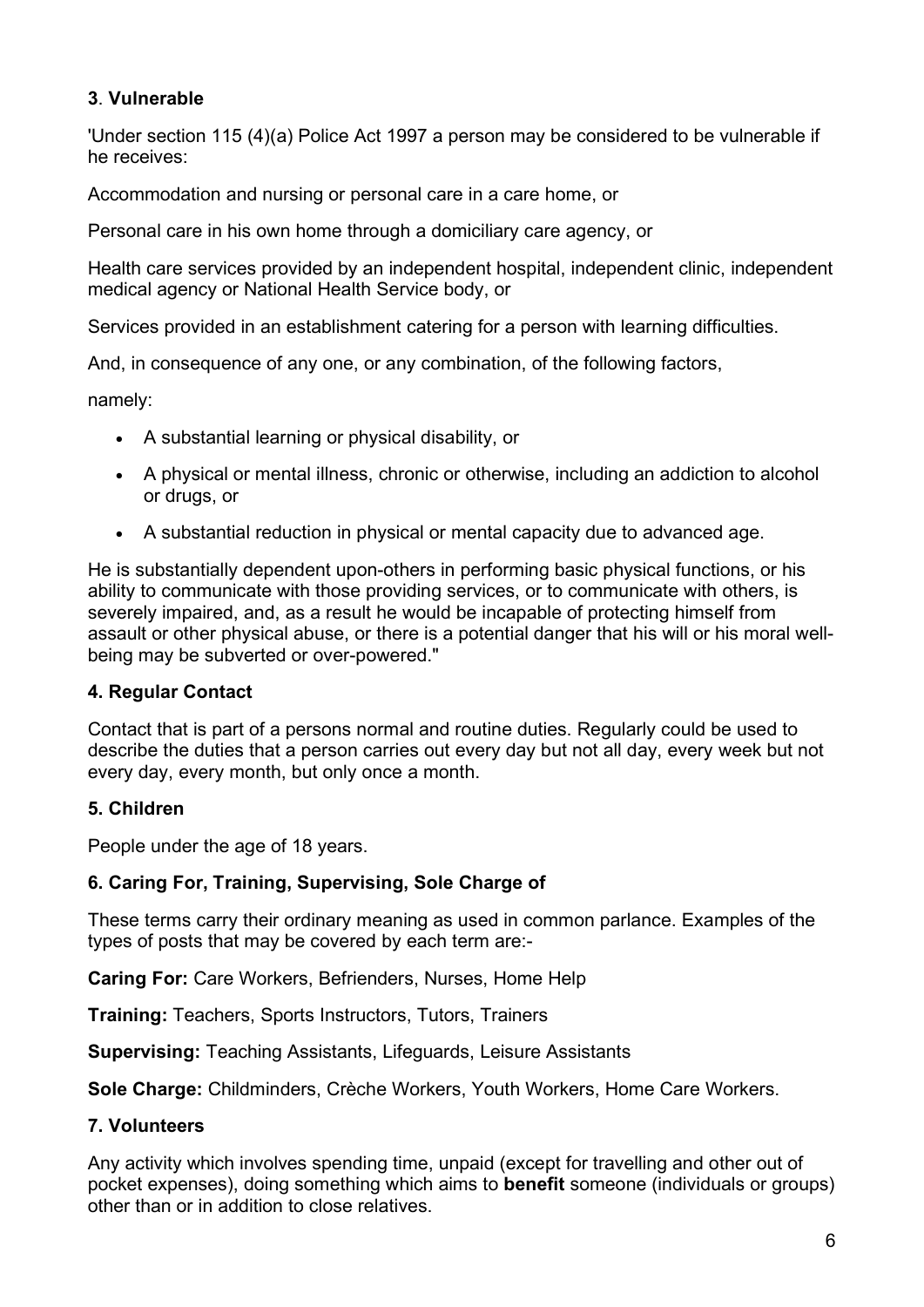### 3. Vulnerable

'Under section 115 (4)(a) Police Act 1997 a person may be considered to be vulnerable if he receives:

Accommodation and nursing or personal care in a care home, or

Personal care in his own home through a domiciliary care agency, or

Health care services provided by an independent hospital, independent clinic, independent medical agency or National Health Service body, or

Services provided in an establishment catering for a person with learning difficulties.

And, in consequence of any one, or any combination, of the following factors,

namely:

- A substantial learning or physical disability, or
- A physical or mental illness, chronic or otherwise, including an addiction to alcohol or drugs, or
- A substantial reduction in physical or mental capacity due to advanced age.

He is substantially dependent upon-others in performing basic physical functions, or his ability to communicate with those providing services, or to communicate with others, is severely impaired, and, as a result he would be incapable of protecting himself from assault or other physical abuse, or there is a potential danger that his will or his moral well-being may be subverted or over-powered."

### 4. Regular Contact

Contact that is part of a persons normal and routine duties. Regularly could be used to describe the duties that a person carries out every day but not all day, every week but not every day, every month, but only once a month.

### 5. Children

People under the age of 18 years.

### 6. Caring For, Training, Supervising, Sole Charge of

These terms carry their ordinary meaning as used in common parlance. Examples of the types of posts that may be covered by each term are:-

**Caring For:** Care Workers, Befrienders, Nurses, Home Help

**Training:** Teachers, Sports Instructors, Tutors, Trainers

**Supervising:** Teaching Assistants, Lifeguards, Leisure Assistants

**Sole Charge:** Childminders, Crèche Workers, Youth Workers, Home Care Workers.

### 7. Volunteers

Any activity which involves spending time, unpaid (except for travelling and other out of pocket expenses), doing something which aims to **benefit** someone (individuals or groups) other than or in addition to close relatives.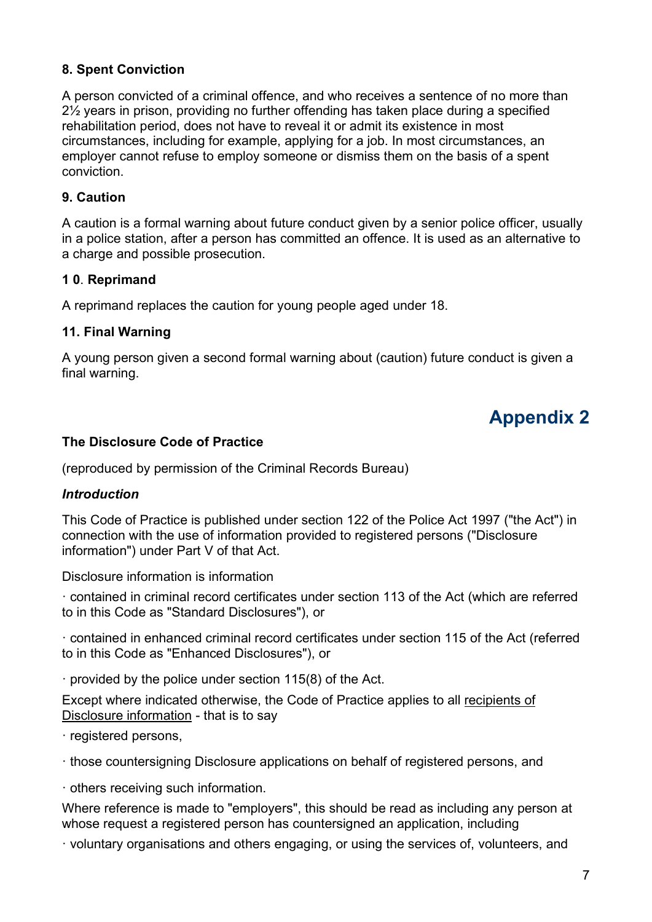**8. Spent Conviction**

A person convicted of a criminal offence, and who receives a sentence of no more than 2½ years in prison, providing no further offending has taken place during a specified rehabilitation period, does not have to reveal it or admit its existence in most circumstances, including for example, applying for a job. In most circumstances, an employer cannot refuse to employ someone or dismiss them on the basis of a spent conviction.

**9. Caution**

A caution is a formal warning about future conduct given by a senior police officer, usually in a police station, after a person has committed an offence. It is used as an alternative to a charge and possible prosecution.

**1 0**. **Reprimand**

A reprimand replaces the caution for young people aged under 18.

**11. Final Warning**

A young person given a second formal warning about (caution) future conduct is given a final warning.

# Appendix 2

**The Disclosure Code of Practice**

(reproduced by permission of the Criminal Records Bureau)

***Introduction***

This Code of Practice is published under section 122 of the Police Act 1997 ("the Act") in connection with the use of information provided to registered persons ("Disclosure information") under Part V of that Act.

Disclosure information is information

· contained in criminal record certificates under section 113 of the Act (which are referred to in this Code as "Standard Disclosures"), or

· contained in enhanced criminal record certificates under section 115 of the Act (referred to in this Code as "Enhanced Disclosures"), or

· provided by the police under section 115(8) of the Act.

Except where indicated otherwise, the Code of Practice applies to all recipients of Disclosure information - that is to say

· registered persons,

· those countersigning Disclosure applications on behalf of registered persons, and

· others receiving such information.

Where reference is made to "employers", this should be read as including any person at whose request a registered person has countersigned an application, including

· voluntary organisations and others engaging, or using the services of, volunteers, and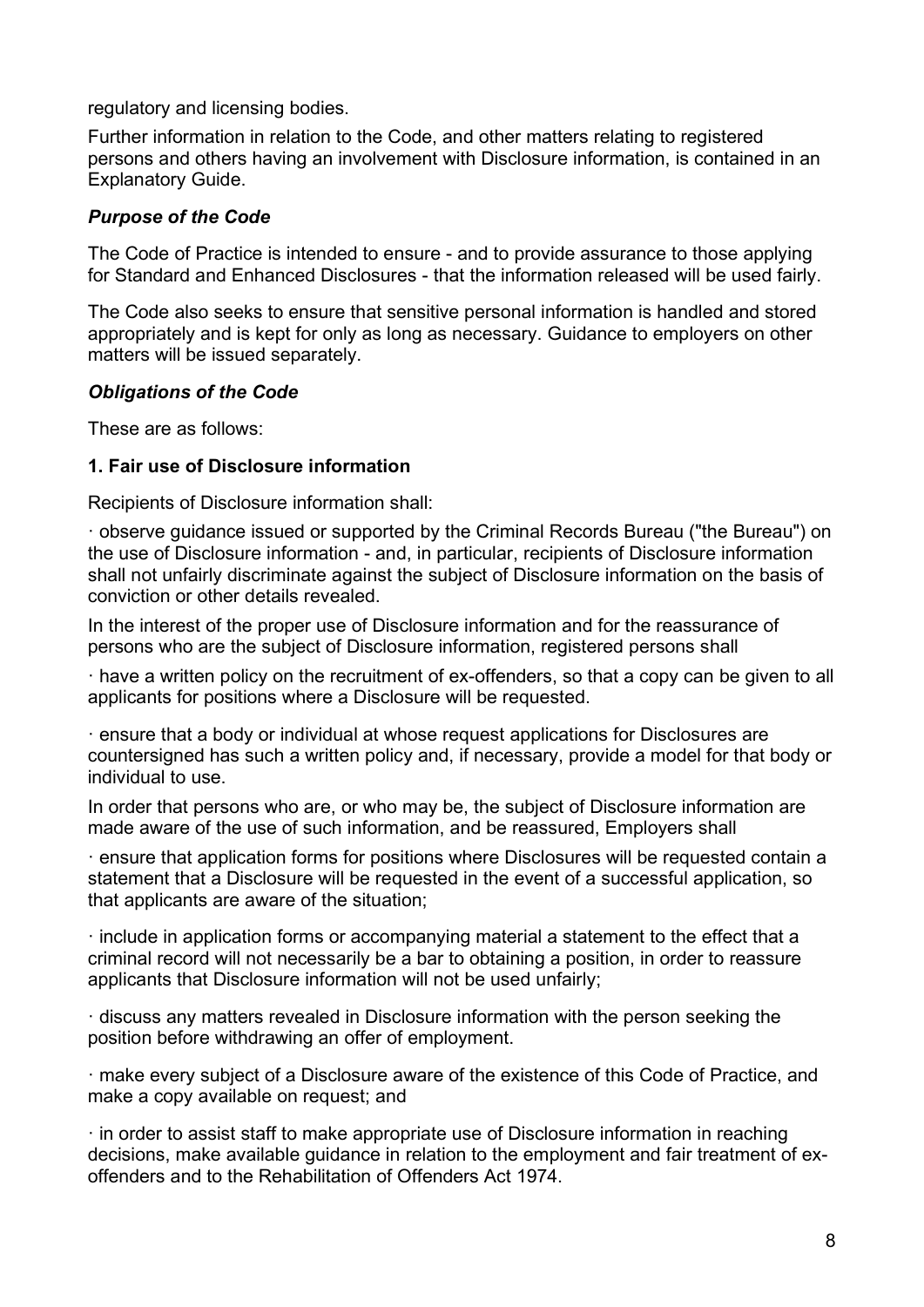regulatory and licensing bodies.

Further information in relation to the Code, and other matters relating to registered persons and others having an involvement with Disclosure information, is contained in an Explanatory Guide.

### *Purpose of the Code*

The Code of Practice is intended to ensure - and to provide assurance to those applying for Standard and Enhanced Disclosures - that the information released will be used fairly.

The Code also seeks to ensure that sensitive personal information is handled and stored appropriately and is kept for only as long as necessary. Guidance to employers on other matters will be issued separately.

### *Obligations of the Code*

These are as follows:

#### 1. Fair use of Disclosure information

Recipients of Disclosure information shall:

· observe guidance issued or supported by the Criminal Records Bureau ("the Bureau") on the use of Disclosure information - and, in particular, recipients of Disclosure information shall not unfairly discriminate against the subject of Disclosure information on the basis of conviction or other details revealed.

In the interest of the proper use of Disclosure information and for the reassurance of persons who are the subject of Disclosure information, registered persons shall

· have a written policy on the recruitment of ex-offenders, so that a copy can be given to all applicants for positions where a Disclosure will be requested.

· ensure that a body or individual at whose request applications for Disclosures are countersigned has such a written policy and, if necessary, provide a model for that body or individual to use.

In order that persons who are, or who may be, the subject of Disclosure information are made aware of the use of such information, and be reassured, Employers shall

· ensure that application forms for positions where Disclosures will be requested contain a statement that a Disclosure will be requested in the event of a successful application, so that applicants are aware of the situation;

· include in application forms or accompanying material a statement to the effect that a criminal record will not necessarily be a bar to obtaining a position, in order to reassure applicants that Disclosure information will not be used unfairly;

· discuss any matters revealed in Disclosure information with the person seeking the position before withdrawing an offer of employment.

· make every subject of a Disclosure aware of the existence of this Code of Practice, and make a copy available on request; and

· in order to assist staff to make appropriate use of Disclosure information in reaching decisions, make available guidance in relation to the employment and fair treatment of ex-offenders and to the Rehabilitation of Offenders Act 1974.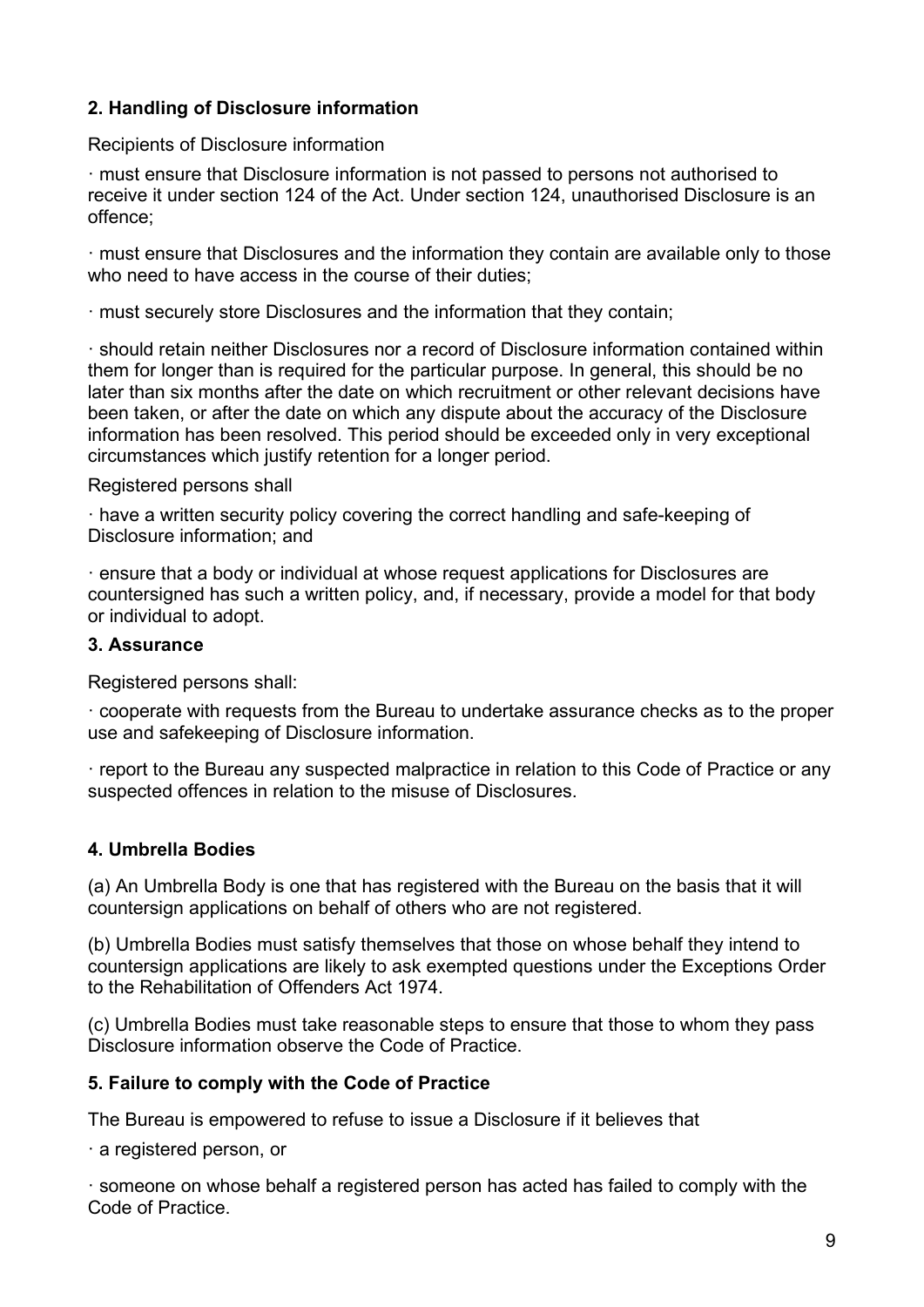### 2. Handling of Disclosure information

Recipients of Disclosure information

· must ensure that Disclosure information is not passed to persons not authorised to receive it under section 124 of the Act. Under section 124, unauthorised Disclosure is an offence;

· must ensure that Disclosures and the information they contain are available only to those who need to have access in the course of their duties;

· must securely store Disclosures and the information that they contain;

· should retain neither Disclosures nor a record of Disclosure information contained within them for longer than is required for the particular purpose. In general, this should be no later than six months after the date on which recruitment or other relevant decisions have been taken, or after the date on which any dispute about the accuracy of the Disclosure information has been resolved. This period should be exceeded only in very exceptional circumstances which justify retention for a longer period.

Registered persons shall

· have a written security policy covering the correct handling and safe-keeping of Disclosure information; and

· ensure that a body or individual at whose request applications for Disclosures are countersigned has such a written policy, and, if necessary, provide a model for that body or individual to adopt.

### 3. Assurance

Registered persons shall:

· cooperate with requests from the Bureau to undertake assurance checks as to the proper use and safekeeping of Disclosure information.

· report to the Bureau any suspected malpractice in relation to this Code of Practice or any suspected offences in relation to the misuse of Disclosures.

### 4. Umbrella Bodies

(a) An Umbrella Body is one that has registered with the Bureau on the basis that it will countersign applications on behalf of others who are not registered.

(b) Umbrella Bodies must satisfy themselves that those on whose behalf they intend to countersign applications are likely to ask exempted questions under the Exceptions Order to the Rehabilitation of Offenders Act 1974.

(c) Umbrella Bodies must take reasonable steps to ensure that those to whom they pass Disclosure information observe the Code of Practice.

### 5. Failure to comply with the Code of Practice

The Bureau is empowered to refuse to issue a Disclosure if it believes that

· a registered person, or

· someone on whose behalf a registered person has acted has failed to comply with the Code of Practice.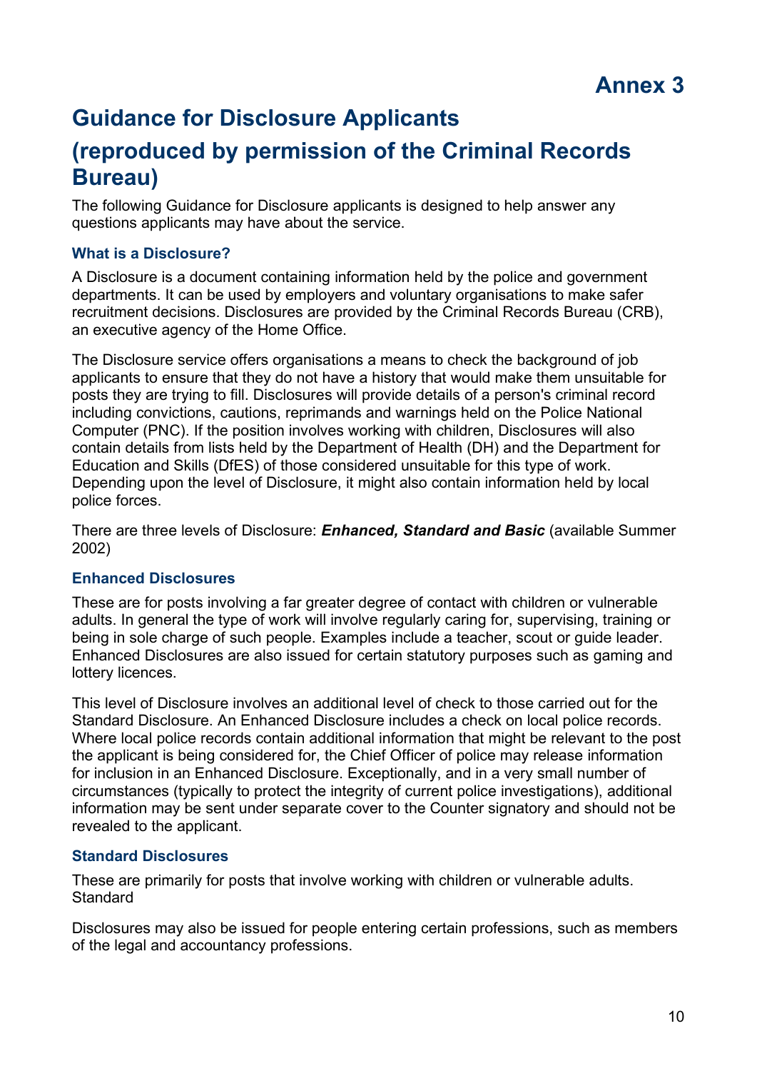# Annex 3

## Guidance for Disclosure Applicants

## (reproduced by permission of the Criminal Records Bureau)

The following Guidance for Disclosure applicants is designed to help answer any questions applicants may have about the service.

### What is a Disclosure?

A Disclosure is a document containing information held by the police and government departments. It can be used by employers and voluntary organisations to make safer recruitment decisions. Disclosures are provided by the Criminal Records Bureau (CRB), an executive agency of the Home Office.

The Disclosure service offers organisations a means to check the background of job applicants to ensure that they do not have a history that would make them unsuitable for posts they are trying to fill. Disclosures will provide details of a person's criminal record including convictions, cautions, reprimands and warnings held on the Police National Computer (PNC). If the position involves working with children, Disclosures will also contain details from lists held by the Department of Health (DH) and the Department for Education and Skills (DfES) of those considered unsuitable for this type of work. Depending upon the level of Disclosure, it might also contain information held by local police forces.

There are three levels of Disclosure: ***Enhanced, Standard and Basic*** (available Summer 2002)

### Enhanced Disclosures

These are for posts involving a far greater degree of contact with children or vulnerable adults. In general the type of work will involve regularly caring for, supervising, training or being in sole charge of such people. Examples include a teacher, scout or guide leader. Enhanced Disclosures are also issued for certain statutory purposes such as gaming and lottery licences.

This level of Disclosure involves an additional level of check to those carried out for the Standard Disclosure. An Enhanced Disclosure includes a check on local police records. Where local police records contain additional information that might be relevant to the post the applicant is being considered for, the Chief Officer of police may release information for inclusion in an Enhanced Disclosure. Exceptionally, and in a very small number of circumstances (typically to protect the integrity of current police investigations), additional information may be sent under separate cover to the Counter signatory and should not be revealed to the applicant.

### Standard Disclosures

These are primarily for posts that involve working with children or vulnerable adults. Standard

Disclosures may also be issued for people entering certain professions, such as members of the legal and accountancy professions.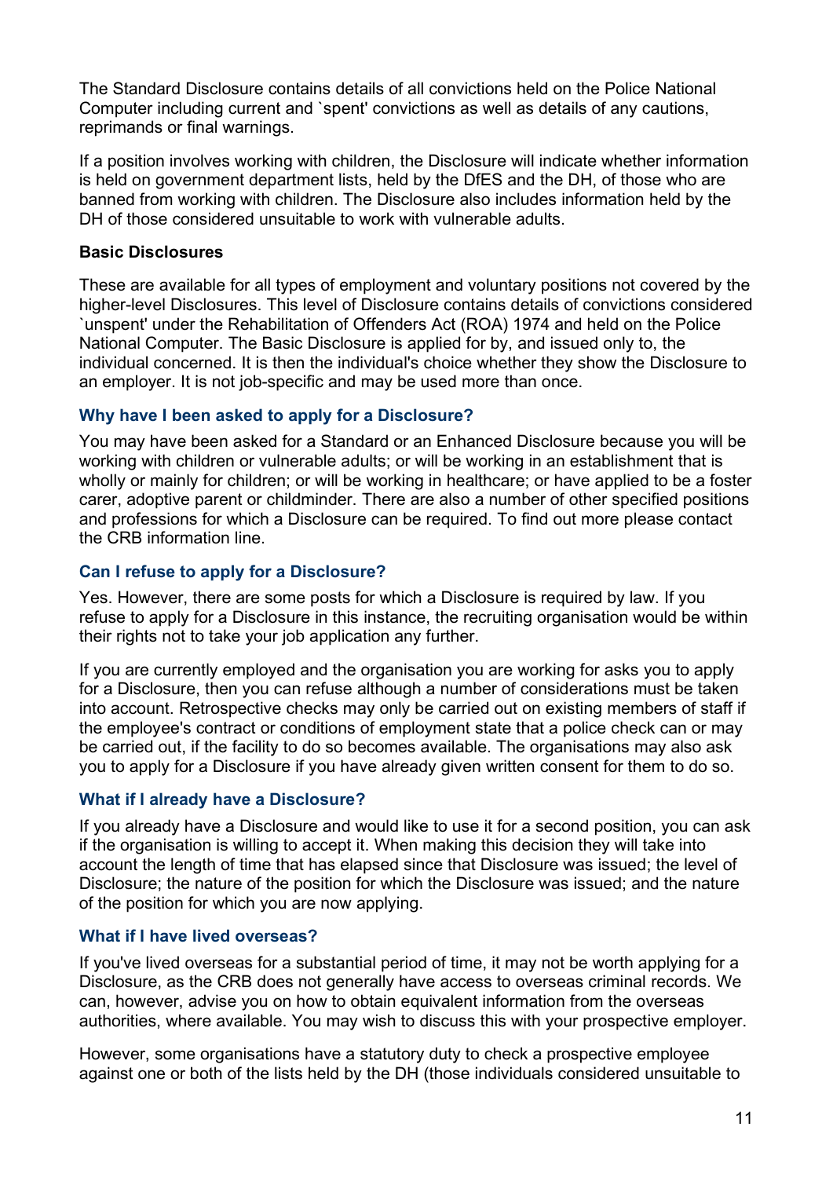The Standard Disclosure contains details of all convictions held on the Police National Computer including current and `spent' convictions as well as details of any cautions, reprimands or final warnings.

If a position involves working with children, the Disclosure will indicate whether information is held on government department lists, held by the DfES and the DH, of those who are banned from working with children. The Disclosure also includes information held by the DH of those considered unsuitable to work with vulnerable adults.

**Basic Disclosures**

These are available for all types of employment and voluntary positions not covered by the higher-level Disclosures. This level of Disclosure contains details of convictions considered `unspent' under the Rehabilitation of Offenders Act (ROA) 1974 and held on the Police National Computer. The Basic Disclosure is applied for by, and issued only to, the individual concerned. It is then the individual's choice whether they show the Disclosure to an employer. It is not job-specific and may be used more than once.

### Why have I been asked to apply for a Disclosure?

You may have been asked for a Standard or an Enhanced Disclosure because you will be working with children or vulnerable adults; or will be working in an establishment that is wholly or mainly for children; or will be working in healthcare; or have applied to be a foster carer, adoptive parent or childminder. There are also a number of other specified positions and professions for which a Disclosure can be required. To find out more please contact the CRB information line.

### Can I refuse to apply for a Disclosure?

Yes. However, there are some posts for which a Disclosure is required by law. If you refuse to apply for a Disclosure in this instance, the recruiting organisation would be within their rights not to take your job application any further.

If you are currently employed and the organisation you are working for asks you to apply for a Disclosure, then you can refuse although a number of considerations must be taken into account. Retrospective checks may only be carried out on existing members of staff if the employee's contract or conditions of employment state that a police check can or may be carried out, if the facility to do so becomes available. The organisations may also ask you to apply for a Disclosure if you have already given written consent for them to do so.

### What if I already have a Disclosure?

If you already have a Disclosure and would like to use it for a second position, you can ask if the organisation is willing to accept it. When making this decision they will take into account the length of time that has elapsed since that Disclosure was issued; the level of Disclosure; the nature of the position for which the Disclosure was issued; and the nature of the position for which you are now applying.

### What if I have lived overseas?

If you've lived overseas for a substantial period of time, it may not be worth applying for a Disclosure, as the CRB does not generally have access to overseas criminal records. We can, however, advise you on how to obtain equivalent information from the overseas authorities, where available. You may wish to discuss this with your prospective employer.

However, some organisations have a statutory duty to check a prospective employee against one or both of the lists held by the DH (those individuals considered unsuitable to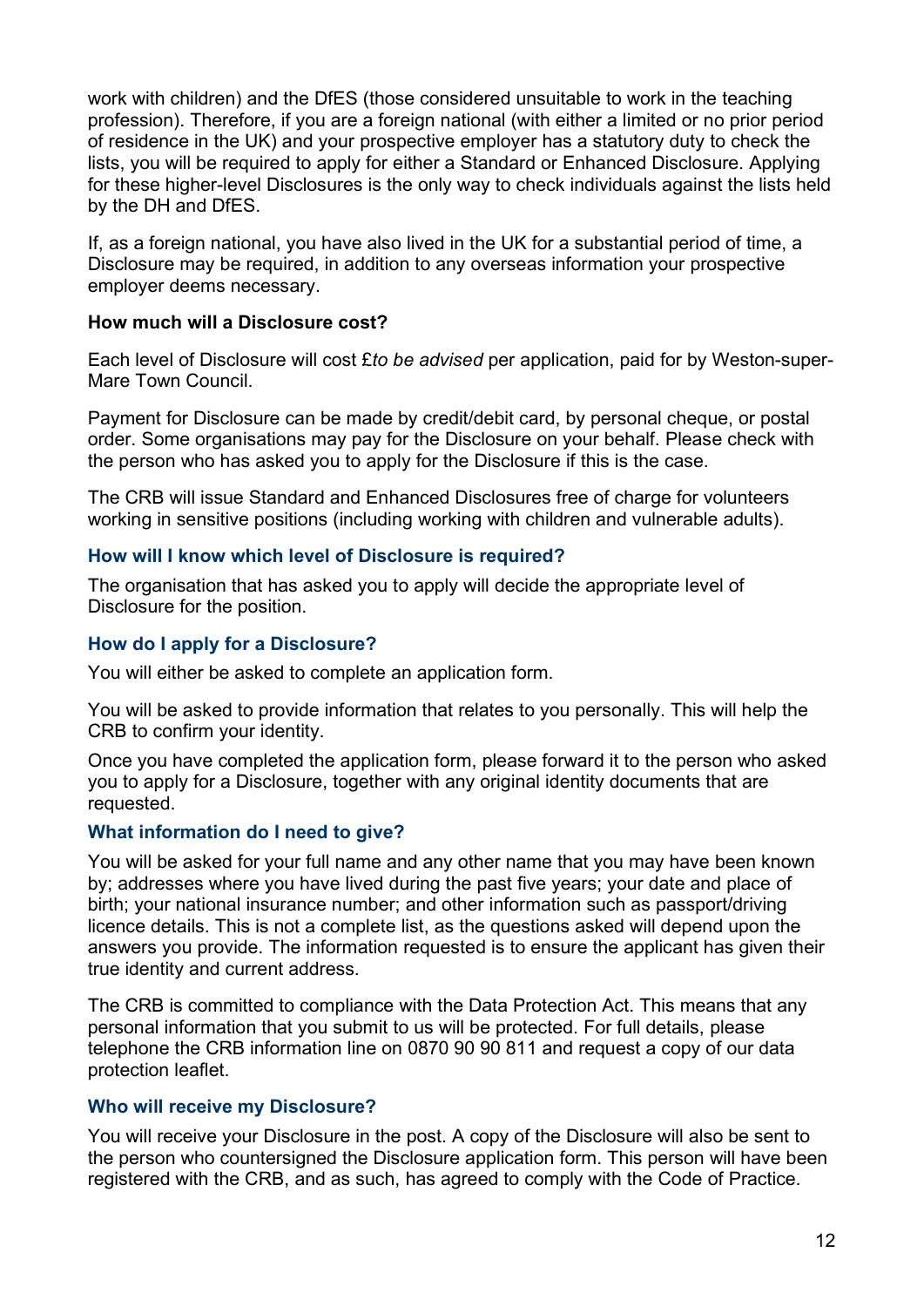work with children) and the DfES (those considered unsuitable to work in the teaching profession). Therefore, if you are a foreign national (with either a limited or no prior period of residence in the UK) and your prospective employer has a statutory duty to check the lists, you will be required to apply for either a Standard or Enhanced Disclosure. Applying for these higher-level Disclosures is the only way to check individuals against the lists held by the DH and DfES.

If, as a foreign national, you have also lived in the UK for a substantial period of time, a Disclosure may be required, in addition to any overseas information your prospective employer deems necessary.

**How much will a Disclosure cost?**

Each level of Disclosure will cost £*to be advised* per application, paid for by Weston-super-Mare Town Council.

Payment for Disclosure can be made by credit/debit card, by personal cheque, or postal order. Some organisations may pay for the Disclosure on your behalf. Please check with the person who has asked you to apply for the Disclosure if this is the case.

The CRB will issue Standard and Enhanced Disclosures free of charge for volunteers working in sensitive positions (including working with children and vulnerable adults).

### How will I know which level of Disclosure is required?

The organisation that has asked you to apply will decide the appropriate level of Disclosure for the position.

### How do I apply for a Disclosure?

You will either be asked to complete an application form.

You will be asked to provide information that relates to you personally. This will help the CRB to confirm your identity.

Once you have completed the application form, please forward it to the person who asked you to apply for a Disclosure, together with any original identity documents that are requested.

### What information do I need to give?

You will be asked for your full name and any other name that you may have been known by; addresses where you have lived during the past five years; your date and place of birth; your national insurance number; and other information such as passport/driving licence details. This is not a complete list, as the questions asked will depend upon the answers you provide. The information requested is to ensure the applicant has given their true identity and current address.

The CRB is committed to compliance with the Data Protection Act. This means that any personal information that you submit to us will be protected. For full details, please telephone the CRB information line on 0870 90 90 811 and request a copy of our data protection leaflet.

### Who will receive my Disclosure?

You will receive your Disclosure in the post. A copy of the Disclosure will also be sent to the person who countersigned the Disclosure application form. This person will have been registered with the CRB, and as such, has agreed to comply with the Code of Practice.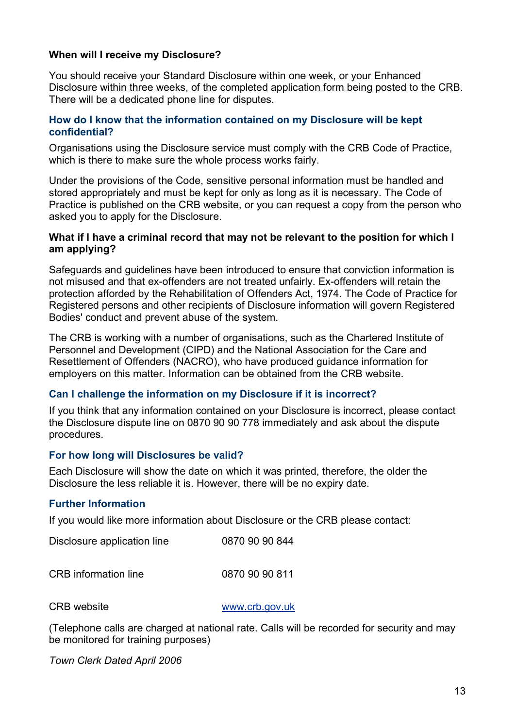**When will I receive my Disclosure?**

You should receive your Standard Disclosure within one week, or your Enhanced Disclosure within three weeks, of the completed application form being posted to the CRB. There will be a dedicated phone line for disputes.

### How do I know that the information contained on my Disclosure will be kept confidential?

Organisations using the Disclosure service must comply with the CRB Code of Practice, which is there to make sure the whole process works fairly.

Under the provisions of the Code, sensitive personal information must be handled and stored appropriately and must be kept for only as long as it is necessary. The Code of Practice is published on the CRB website, or you can request a copy from the person who asked you to apply for the Disclosure.

**What if I have a criminal record that may not be relevant to the position for which I am applying?**

Safeguards and guidelines have been introduced to ensure that conviction information is not misused and that ex-offenders are not treated unfairly. Ex-offenders will retain the protection afforded by the Rehabilitation of Offenders Act, 1974. The Code of Practice for Registered persons and other recipients of Disclosure information will govern Registered Bodies' conduct and prevent abuse of the system.

The CRB is working with a number of organisations, such as the Chartered Institute of Personnel and Development (CIPD) and the National Association for the Care and Resettlement of Offenders (NACRO), who have produced guidance information for employers on this matter. Information can be obtained from the CRB website.

### Can I challenge the information on my Disclosure if it is incorrect?

If you think that any information contained on your Disclosure is incorrect, please contact the Disclosure dispute line on 0870 90 90 778 immediately and ask about the dispute procedures.

### For how long will Disclosures be valid?

Each Disclosure will show the date on which it was printed, therefore, the older the Disclosure the less reliable it is. However, there will be no expiry date.

### Further Information

If you would like more information about Disclosure or the CRB please contact:

| | |
|---|---|
| Disclosure application line | 0870 90 90 844 |
| CRB information line | 0870 90 90 811 |
| CRB website | www.crb.gov.uk |

(Telephone calls are charged at national rate. Calls will be recorded for security and may be monitored for training purposes)

*Town Clerk Dated April 2006*